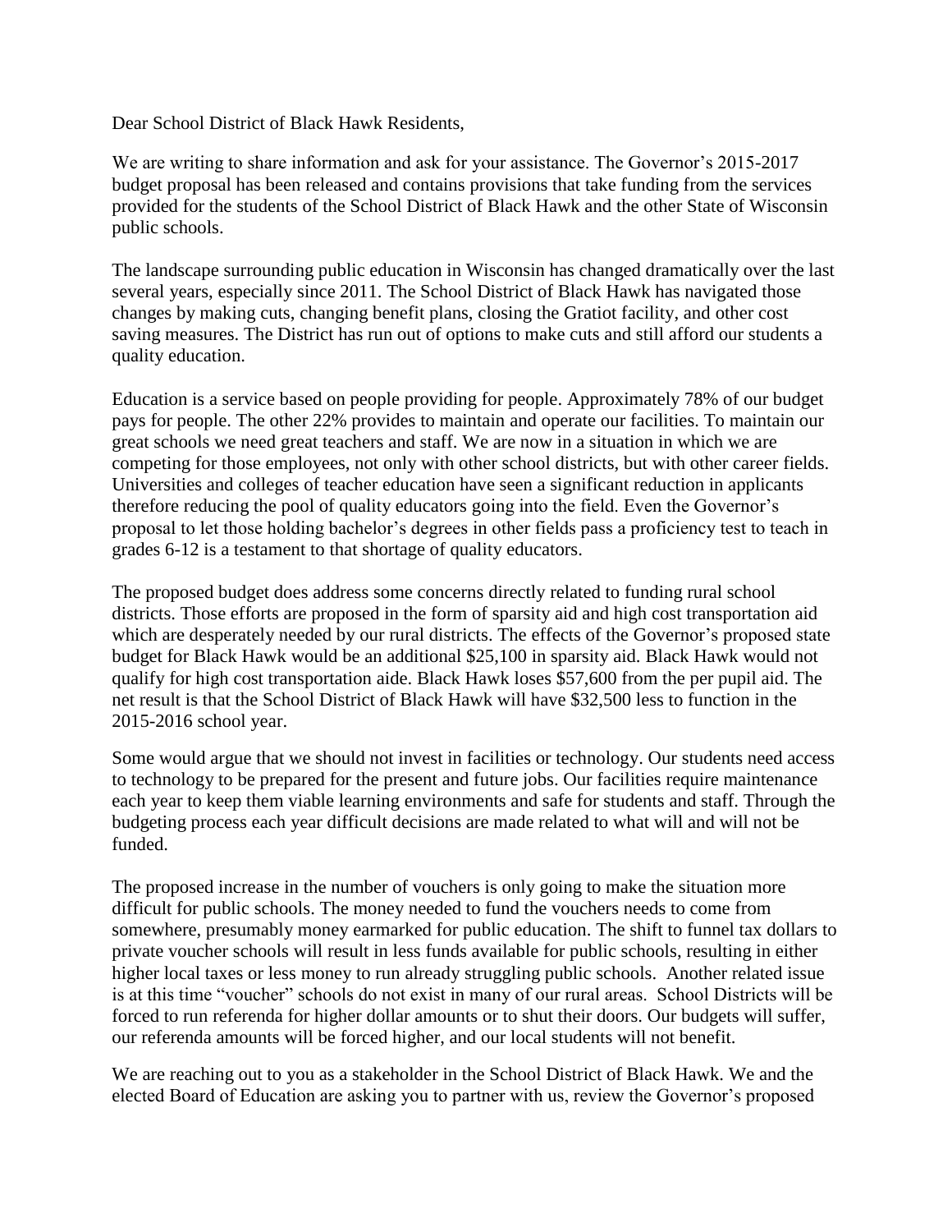Dear School District of Black Hawk Residents,

We are writing to share information and ask for your assistance. The Governor's 2015-2017 budget proposal has been released and contains provisions that take funding from the services provided for the students of the School District of Black Hawk and the other State of Wisconsin public schools.

The landscape surrounding public education in Wisconsin has changed dramatically over the last several years, especially since 2011. The School District of Black Hawk has navigated those changes by making cuts, changing benefit plans, closing the Gratiot facility, and other cost saving measures. The District has run out of options to make cuts and still afford our students a quality education.

Education is a service based on people providing for people. Approximately 78% of our budget pays for people. The other 22% provides to maintain and operate our facilities. To maintain our great schools we need great teachers and staff. We are now in a situation in which we are competing for those employees, not only with other school districts, but with other career fields. Universities and colleges of teacher education have seen a significant reduction in applicants therefore reducing the pool of quality educators going into the field. Even the Governor's proposal to let those holding bachelor's degrees in other fields pass a proficiency test to teach in grades 6-12 is a testament to that shortage of quality educators.

The proposed budget does address some concerns directly related to funding rural school districts. Those efforts are proposed in the form of sparsity aid and high cost transportation aid which are desperately needed by our rural districts. The effects of the Governor's proposed state budget for Black Hawk would be an additional $25,100 in sparsity aid. Black Hawk would not qualify for high cost transportation aide. Black Hawk loses $57,600 from the per pupil aid. The net result is that the School District of Black Hawk will have $32,500 less to function in the 2015-2016 school year.

Some would argue that we should not invest in facilities or technology. Our students need access to technology to be prepared for the present and future jobs. Our facilities require maintenance each year to keep them viable learning environments and safe for students and staff. Through the budgeting process each year difficult decisions are made related to what will and will not be funded.

The proposed increase in the number of vouchers is only going to make the situation more difficult for public schools. The money needed to fund the vouchers needs to come from somewhere, presumably money earmarked for public education. The shift to funnel tax dollars to private voucher schools will result in less funds available for public schools, resulting in either higher local taxes or less money to run already struggling public schools. Another related issue is at this time "voucher" schools do not exist in many of our rural areas. School Districts will be forced to run referenda for higher dollar amounts or to shut their doors. Our budgets will suffer, our referenda amounts will be forced higher, and our local students will not benefit.

We are reaching out to you as a stakeholder in the School District of Black Hawk. We and the elected Board of Education are asking you to partner with us, review the Governor's proposed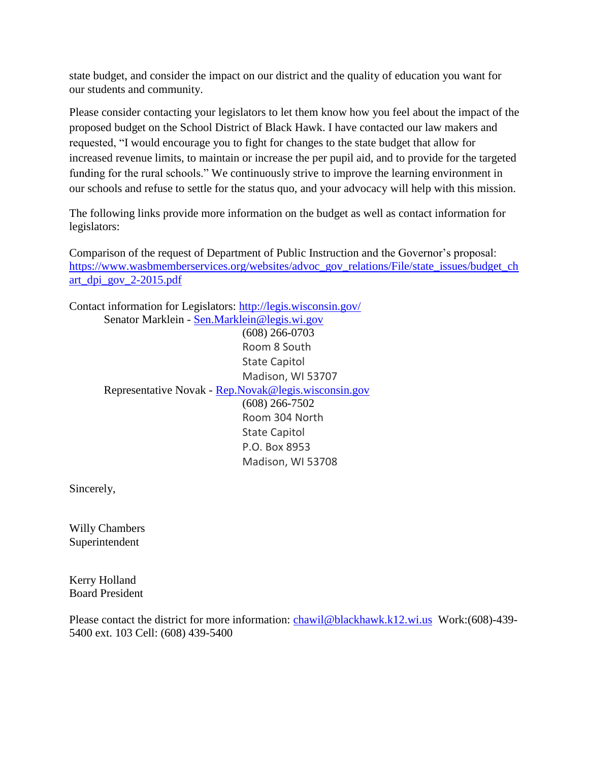state budget, and consider the impact on our district and the quality of education you want for our students and community.

Please consider contacting your legislators to let them know how you feel about the impact of the proposed budget on the School District of Black Hawk. I have contacted our law makers and requested, "I would encourage you to fight for changes to the state budget that allow for increased revenue limits, to maintain or increase the per pupil aid, and to provide for the targeted funding for the rural schools." We continuously strive to improve the learning environment in our schools and refuse to settle for the status quo, and your advocacy will help with this mission.

The following links provide more information on the budget as well as contact information for legislators:

Comparison of the request of Department of Public Instruction and the Governor's proposal: https://www.wasbmemberservices.org/websites/advoc_gov_relations/File/state_issues/budget_chart_dpi_gov_2-2015.pdf

Contact information for Legislators: http://legis.wisconsin.gov/

Senator Marklein - Sen.Marklein@legis.wi.gov
(608) 266-0703
Room 8 South
State Capitol
Madison, WI 53707

Representative Novak - Rep.Novak@legis.wisconsin.gov
(608) 266-7502
Room 304 North
State Capitol
P.O. Box 8953
Madison, WI 53708

Sincerely,

Willy Chambers
Superintendent

Kerry Holland
Board President

Please contact the district for more information: chawil@blackhawk.k12.wi.us Work:(608)-439-5400 ext. 103 Cell: (608) 439-5400